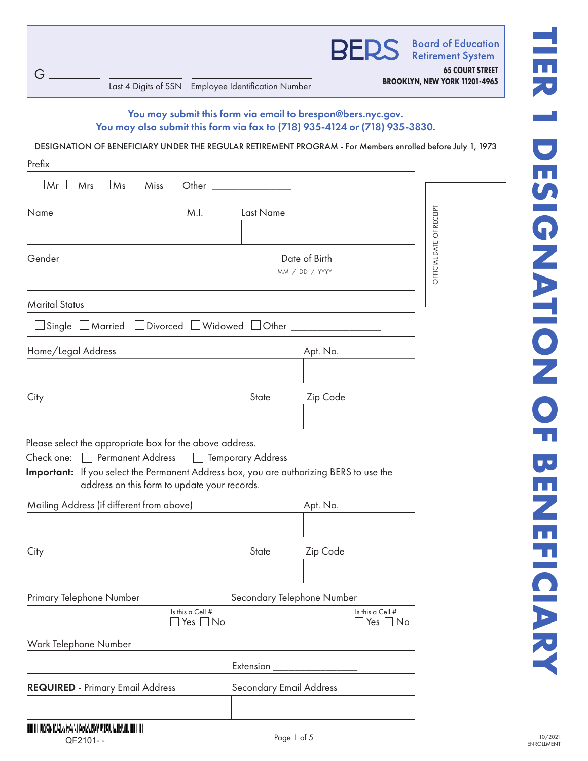G ________ &nbsp;&nbsp; ________ &nbsp;&nbsp; ________

Last 4 Digits of SSN &nbsp;&nbsp; Employee Identification Number

**BERS** | Board of Education Retirement System

**65 COURT STREET**
**BROOKLYN, NEW YORK 11201-4965**

# TIER 1 DESIGNATION OF BENEFICIARY

**You may submit this form via email to brespon@bers.nyc.gov.**
**You may also submit this form via fax to (718) 935-4124 or (718) 935-3830.**

DESIGNATION OF BENEFICIARY UNDER THE REGULAR RETIREMENT PROGRAM - For Members enrolled before July 1, 1973

OFFICIAL DATE OF RECEIPT

Prefix

☐ Mr ☐ Mrs ☐ Ms ☐ Miss ☐ Other ______________

| Name | M.I. | Last Name |
|---|---|---|
| | | |

| Gender | Date of Birth (MM / DD / YYYY) |
|---|---|
| | |

Marital Status

☐ Single ☐ Married ☐ Divorced ☐ Widowed ☐ Other ________________

| Home/Legal Address | Apt. No. |
|---|---|
| | |

| City | State | Zip Code |
|---|---|---|
| | | |

Please select the appropriate box for the above address.

Check one: ☐ Permanent Address ☐ Temporary Address

**Important:** If you select the Permanent Address box, you are authorizing BERS to use the address on this form to update your records.

| Mailing Address (if different from above) | Apt. No. |
|---|---|
| | |

| City | State | Zip Code |
|---|---|---|
| | | |

| Primary Telephone Number | Secondary Telephone Number |
|---|---|
| Is this a Cell # ☐ Yes ☐ No | Is this a Cell # ☐ Yes ☐ No |

Work Telephone Number

Extension ________________

| **REQUIRED** - Primary Email Address | Secondary Email Address |
|---|---|
| | |

QF2101- -

10/2021 ENROLLMENT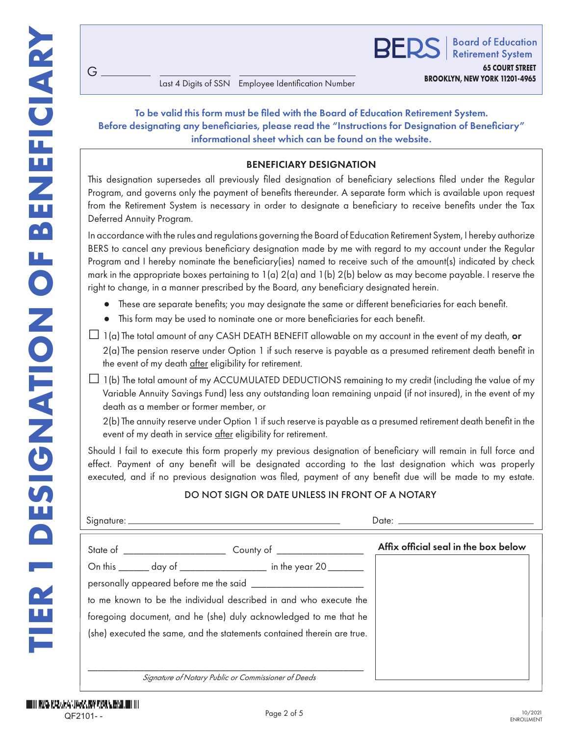# TIER 1 DESIGNATION OF BENEFICIARY

G __________ __________________ __________________________

Last 4 Digits of SSN    Employee Identification Number

**BERS** | Board of Education Retirement System

**65 COURT STREET**
**BROOKLYN, NEW YORK 11201-4965**

**To be valid this form must be filed with the Board of Education Retirement System. Before designating any beneficiaries, please read the "Instructions for Designation of Beneficiary" informational sheet which can be found on the website.**

## BENEFICIARY DESIGNATION

This designation supersedes all previously filed designation of beneficiary selections filed under the Regular Program, and governs only the payment of benefits thereunder. A separate form which is available upon request from the Retirement System is necessary in order to designate a beneficiary to receive benefits under the Tax Deferred Annuity Program.

In accordance with the rules and regulations governing the Board of Education Retirement System, I hereby authorize BERS to cancel any previous beneficiary designation made by me with regard to my account under the Regular Program and I hereby nominate the beneficiary(ies) named to receive such of the amount(s) indicated by check mark in the appropriate boxes pertaining to 1(a) 2(a) and 1(b) 2(b) below as may become payable. I reserve the right to change, in a manner prescribed by the Board, any beneficiary designated herein.

- These are separate benefits; you may designate the same or different beneficiaries for each benefit.
- This form may be used to nominate one or more beneficiaries for each benefit.

☐ 1(a) The total amount of any CASH DEATH BENEFIT allowable on my account in the event of my death, **or**
2(a) The pension reserve under Option 1 if such reserve is payable as a presumed retirement death benefit in the event of my death after eligibility for retirement.

☐ 1(b) The total amount of my ACCUMULATED DEDUCTIONS remaining to my credit (including the value of my Variable Annuity Savings Fund) less any outstanding loan remaining unpaid (if not insured), in the event of my death as a member or former member, or
2(b) The annuity reserve under Option 1 if such reserve is payable as a presumed retirement death benefit in the event of my death in service after eligibility for retirement.

Should I fail to execute this form properly my previous designation of beneficiary will remain in full force and effect. Payment of any benefit will be designated according to the last designation which was properly executed, and if no previous designation was filed, payment of any benefit due will be made to my estate.

DO NOT SIGN OR DATE UNLESS IN FRONT OF A NOTARY

Signature: ____________________________________    Date: ______________________

State of ____________________ County of _________________

On this ______ day of _________________ in the year 20 _______

personally appeared before me the said ______________________

to me known to be the individual described in and who execute the foregoing document, and he (she) duly acknowledged to me that he (she) executed the same, and the statements contained therein are true.

______________________________________________________
*Signature of Notary Public or Commissioner of Deeds*

**Affix official seal in the box below**

QF2101- -

10/2021
ENROLLMENT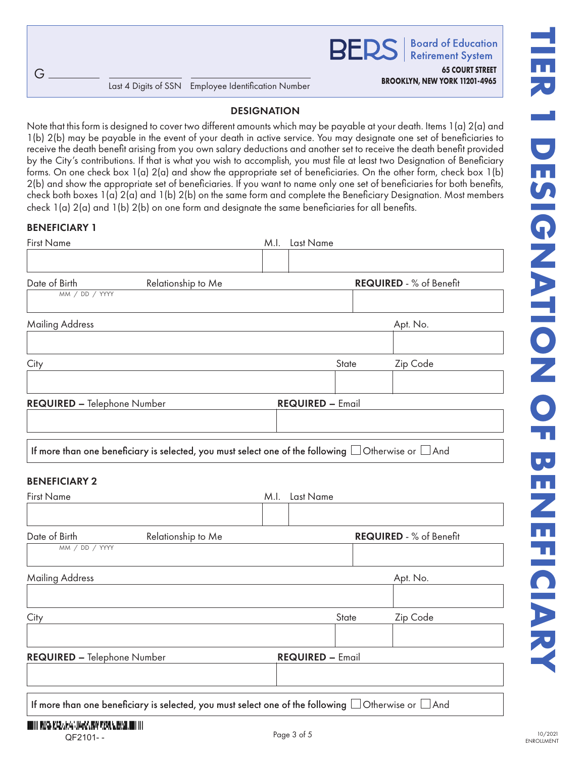G ________ Last 4 Digits of SSN Employee Identification Number

**BERS** | Board of Education Retirement System

**65 COURT STREET**
**BROOKLYN, NEW YORK 11201-4965**

# TIER 1 DESIGNATION OF BENEFICIARY

## DESIGNATION

Note that this form is designed to cover two different amounts which may be payable at your death. Items 1(a) 2(a) and 1(b) 2(b) may be payable in the event of your death in active service. You may designate one set of beneficiaries to receive the death benefit arising from you own salary deductions and another set to receive the death benefit provided by the City's contributions. If that is what you wish to accomplish, you must file at least two Designation of Beneficiary forms. On one check box 1(a) 2(a) and show the appropriate set of beneficiaries. On the other form, check box 1(b) 2(b) and show the appropriate set of beneficiaries. If you want to name only one set of beneficiaries for both benefits, check both boxes 1(a) 2(a) and 1(b) 2(b) on the same form and complete the Beneficiary Designation. Most members check 1(a) 2(a) and 1(b) 2(b) on one form and designate the same beneficiaries for all benefits.

### BENEFICIARY 1

| First Name | M.I. | Last Name |
|---|---|---|
| | | |

| Date of Birth (MM / DD / YYYY) | Relationship to Me | **REQUIRED** - % of Benefit |
|---|---|---|
| | | |

| Mailing Address | Apt. No. |
|---|---|
| | |

| City | State | Zip Code |
|---|---|---|
| | | |

| **REQUIRED –** Telephone Number | **REQUIRED –** Email |
|---|---|
| | |

**If more than one beneficiary is selected, you must select one of the following** ☐ Otherwise or ☐ And

### BENEFICIARY 2

| First Name | M.I. | Last Name |
|---|---|---|
| | | |

| Date of Birth (MM / DD / YYYY) | Relationship to Me | **REQUIRED** - % of Benefit |
|---|---|---|
| | | |

| Mailing Address | Apt. No. |
|---|---|
| | |

| City | State | Zip Code |
|---|---|---|
| | | |

| **REQUIRED –** Telephone Number | **REQUIRED –** Email |
|---|---|
| | |

**If more than one beneficiary is selected, you must select one of the following** ☐ Otherwise or ☐ And

QF2101- -

10/2021
ENROLLMENT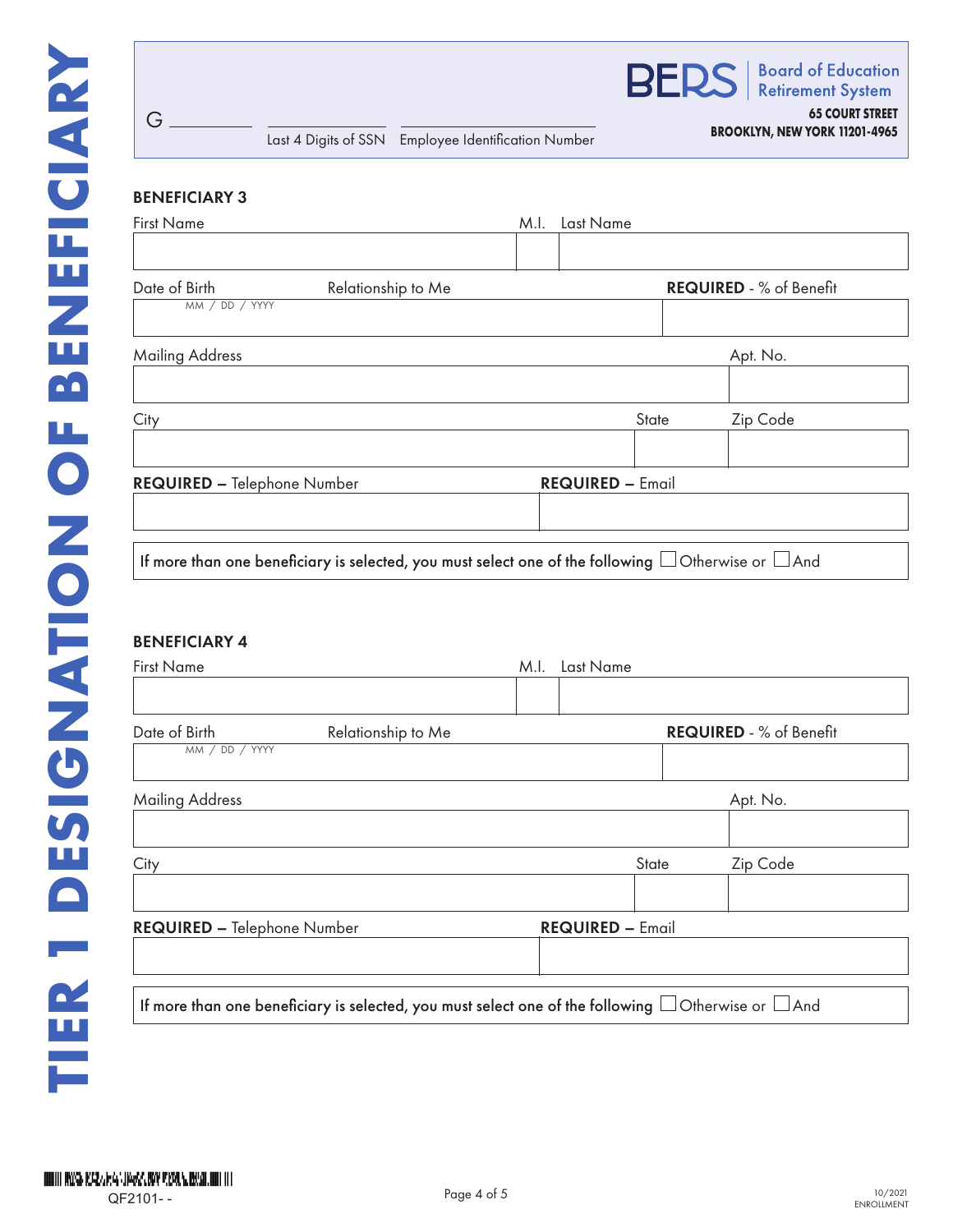# TIER 1 DESIGNATION OF BENEFICIARY

G ________ ________ ________

Last 4 Digits of SSN   Employee Identification Number

**BERS** Board of Education Retirement System
**65 COURT STREET**
**BROOKLYN, NEW YORK 11201-4965**

## BENEFICIARY 3

| First Name | M.I. | Last Name |
|---|---|---|
| | | |

| Date of Birth (MM / DD / YYYY) | Relationship to Me | **REQUIRED** - % of Benefit |
|---|---|---|
| | | |

| Mailing Address | Apt. No. |
|---|---|
| | |

| City | State | Zip Code |
|---|---|---|
| | | |

| **REQUIRED –** Telephone Number | **REQUIRED –** Email |
|---|---|
| | |

If more than one beneficiary is selected, you must select one of the following ☐ Otherwise or ☐ And

## BENEFICIARY 4

| First Name | M.I. | Last Name |
|---|---|---|
| | | |

| Date of Birth (MM / DD / YYYY) | Relationship to Me | **REQUIRED** - % of Benefit |
|---|---|---|
| | | |

| Mailing Address | Apt. No. |
|---|---|
| | |

| City | State | Zip Code |
|---|---|---|
| | | |

| **REQUIRED –** Telephone Number | **REQUIRED –** Email |
|---|---|
| | |

If more than one beneficiary is selected, you must select one of the following ☐ Otherwise or ☐ And

QF2101- -

10/2021
ENROLLMENT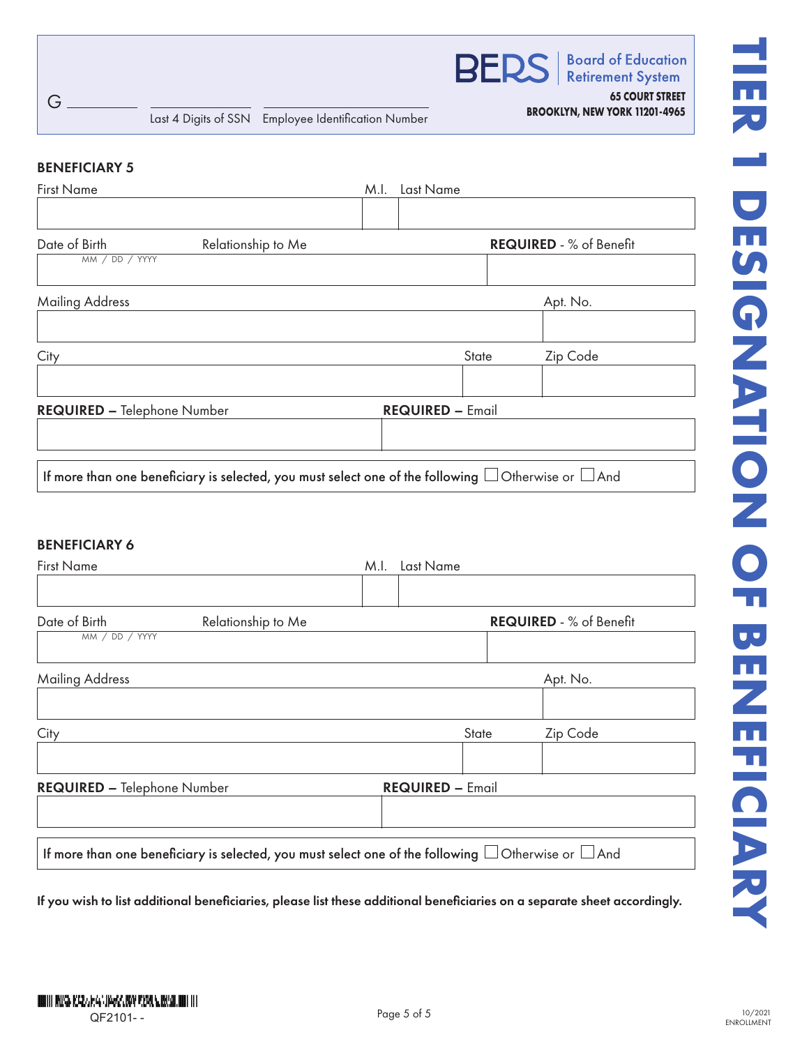G ________ Last 4 Digits of SSN Employee Identification Number

**BERS** Board of Education Retirement System
**65 COURT STREET**
**BROOKLYN, NEW YORK 11201-4965**

# TIER 1 DESIGNATION OF BENEFICIARY

## BENEFICIARY 5

First Name | M.I. | Last Name

Date of Birth (MM / DD / YYYY) | Relationship to Me | **REQUIRED** - % of Benefit

Mailing Address | Apt. No.

City | State | Zip Code

**REQUIRED –** Telephone Number | **REQUIRED –** Email

If more than one beneficiary is selected, you must select one of the following ☐ Otherwise or ☐ And

## BENEFICIARY 6

First Name | M.I. | Last Name

Date of Birth (MM / DD / YYYY) | Relationship to Me | **REQUIRED** - % of Benefit

Mailing Address | Apt. No.

City | State | Zip Code

**REQUIRED –** Telephone Number | **REQUIRED –** Email

If more than one beneficiary is selected, you must select one of the following ☐ Otherwise or ☐ And

**If you wish to list additional beneficiaries, please list these additional beneficiaries on a separate sheet accordingly.**

QF2101- -

10/2021
ENROLLMENT